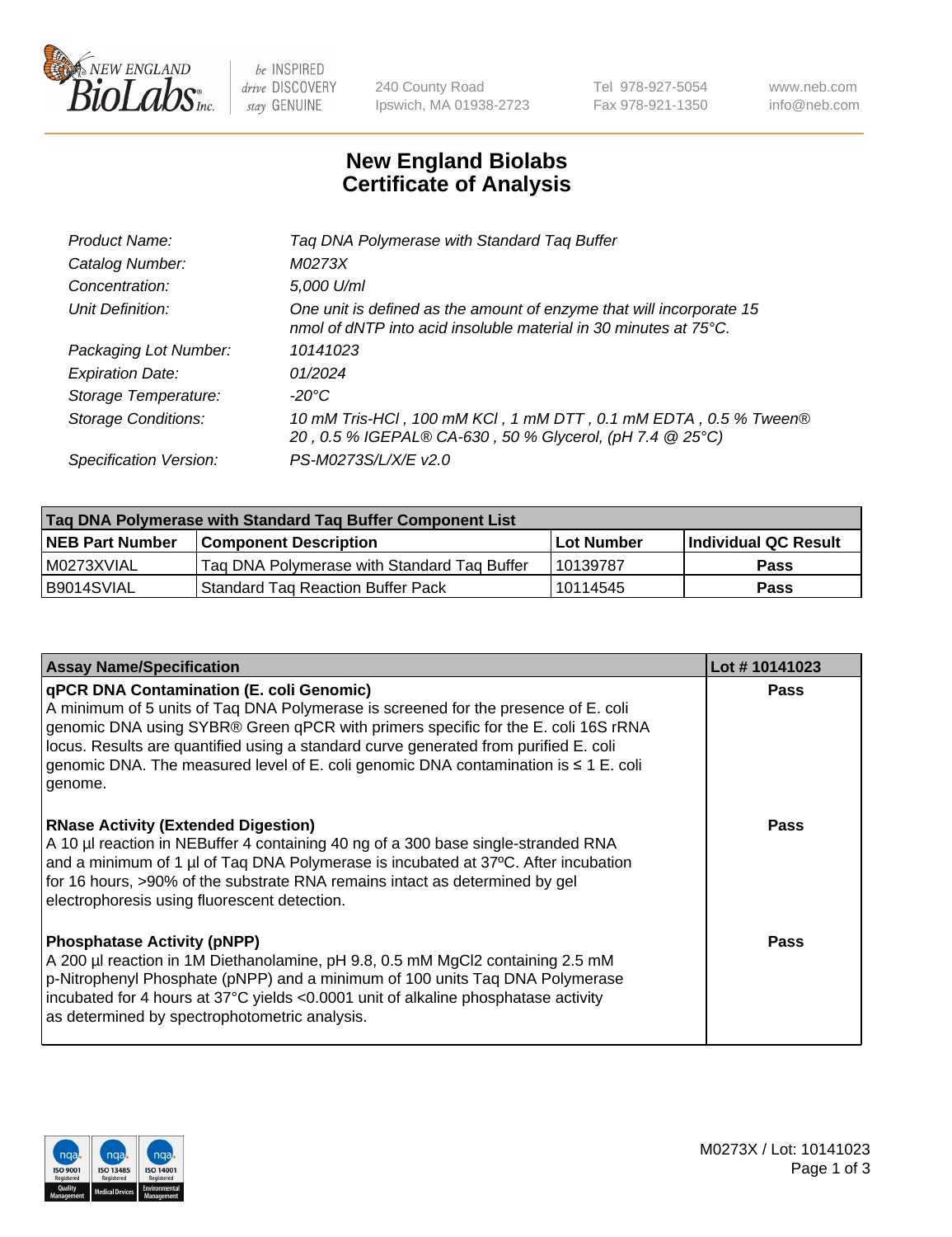# New England Biolabs
# Certificate of Analysis

| | |
|---|---|
| *Product Name:* | *Taq DNA Polymerase with Standard Taq Buffer* |
| *Catalog Number:* | *M0273X* |
| *Concentration:* | *5,000 U/ml* |
| *Unit Definition:* | *One unit is defined as the amount of enzyme that will incorporate 15 nmol of dNTP into acid insoluble material in 30 minutes at 75°C.* |
| *Packaging Lot Number:* | *10141023* |
| *Expiration Date:* | *01/2024* |
| *Storage Temperature:* | *-20°C* |
| *Storage Conditions:* | *10 mM Tris-HCl , 100 mM KCl , 1 mM DTT , 0.1 mM EDTA , 0.5 % Tween® 20 , 0.5 % IGEPAL® CA-630 , 50 % Glycerol, (pH 7.4 @ 25°C)* |
| *Specification Version:* | *PS-M0273S/L/X/E v2.0* |

| Taq DNA Polymerase with Standard Taq Buffer Component List | | | |
|---|---|---|---|
| **NEB Part Number** | **Component Description** | **Lot Number** | **Individual QC Result** |
| M0273XVIAL | Taq DNA Polymerase with Standard Taq Buffer | 10139787 | **Pass** |
| B9014SVIAL | Standard Taq Reaction Buffer Pack | 10114545 | **Pass** |

| Assay Name/Specification | Lot # 10141023 |
|---|---|
| **qPCR DNA Contamination (E. coli Genomic)**<br>A minimum of 5 units of Taq DNA Polymerase is screened for the presence of E. coli genomic DNA using SYBR® Green qPCR with primers specific for the E. coli 16S rRNA locus. Results are quantified using a standard curve generated from purified E. coli genomic DNA. The measured level of E. coli genomic DNA contamination is ≤ 1 E. coli genome. | **Pass** |
| **RNase Activity (Extended Digestion)**<br>A 10 µl reaction in NEBuffer 4 containing 40 ng of a 300 base single-stranded RNA and a minimum of 1 µl of Taq DNA Polymerase is incubated at 37ºC. After incubation for 16 hours, >90% of the substrate RNA remains intact as determined by gel electrophoresis using fluorescent detection. | **Pass** |
| **Phosphatase Activity (pNPP)**<br>A 200 µl reaction in 1M Diethanolamine, pH 9.8, 0.5 mM $MgCl_2$ containing 2.5 mM p-Nitrophenyl Phosphate (pNPP) and a minimum of 100 units Taq DNA Polymerase incubated for 4 hours at 37°C yields <0.0001 unit of alkaline phosphatase activity as determined by spectrophotometric analysis. | **Pass** |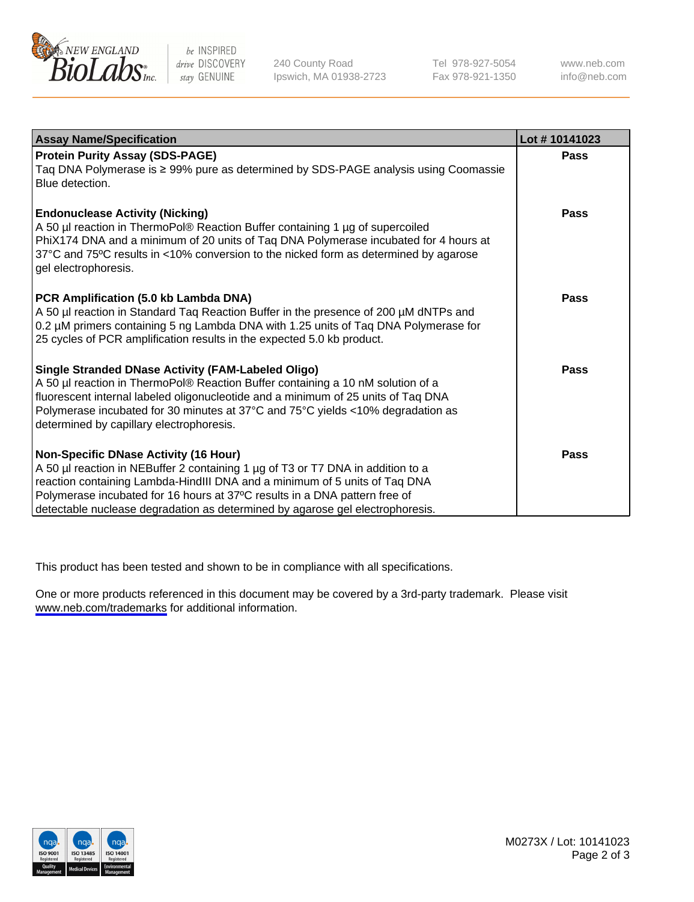| Assay Name/Specification | Lot # 10141023 |
|---|---|
| **Protein Purity Assay (SDS-PAGE)** Taq DNA Polymerase is ≥ 99% pure as determined by SDS-PAGE analysis using Coomassie Blue detection. | **Pass** |
| **Endonuclease Activity (Nicking)** A 50 µl reaction in ThermoPol® Reaction Buffer containing 1 µg of supercoiled PhiX174 DNA and a minimum of 20 units of Taq DNA Polymerase incubated for 4 hours at 37°C and 75ºC results in <10% conversion to the nicked form as determined by agarose gel electrophoresis. | **Pass** |
| **PCR Amplification (5.0 kb Lambda DNA)** A 50 µl reaction in Standard Taq Reaction Buffer in the presence of 200 µM dNTPs and 0.2 µM primers containing 5 ng Lambda DNA with 1.25 units of Taq DNA Polymerase for 25 cycles of PCR amplification results in the expected 5.0 kb product. | **Pass** |
| **Single Stranded DNase Activity (FAM-Labeled Oligo)** A 50 µl reaction in ThermoPol® Reaction Buffer containing a 10 nM solution of a fluorescent internal labeled oligonucleotide and a minimum of 25 units of Taq DNA Polymerase incubated for 30 minutes at 37°C and 75°C yields <10% degradation as determined by capillary electrophoresis. | **Pass** |
| **Non-Specific DNase Activity (16 Hour)** A 50 µl reaction in NEBuffer 2 containing 1 µg of T3 or T7 DNA in addition to a reaction containing Lambda-HindIII DNA and a minimum of 5 units of Taq DNA Polymerase incubated for 16 hours at 37ºC results in a DNA pattern free of detectable nuclease degradation as determined by agarose gel electrophoresis. | **Pass** |

This product has been tested and shown to be in compliance with all specifications.

One or more products referenced in this document may be covered by a 3rd-party trademark. Please visit www.neb.com/trademarks for additional information.

M0273X / Lot: 10141023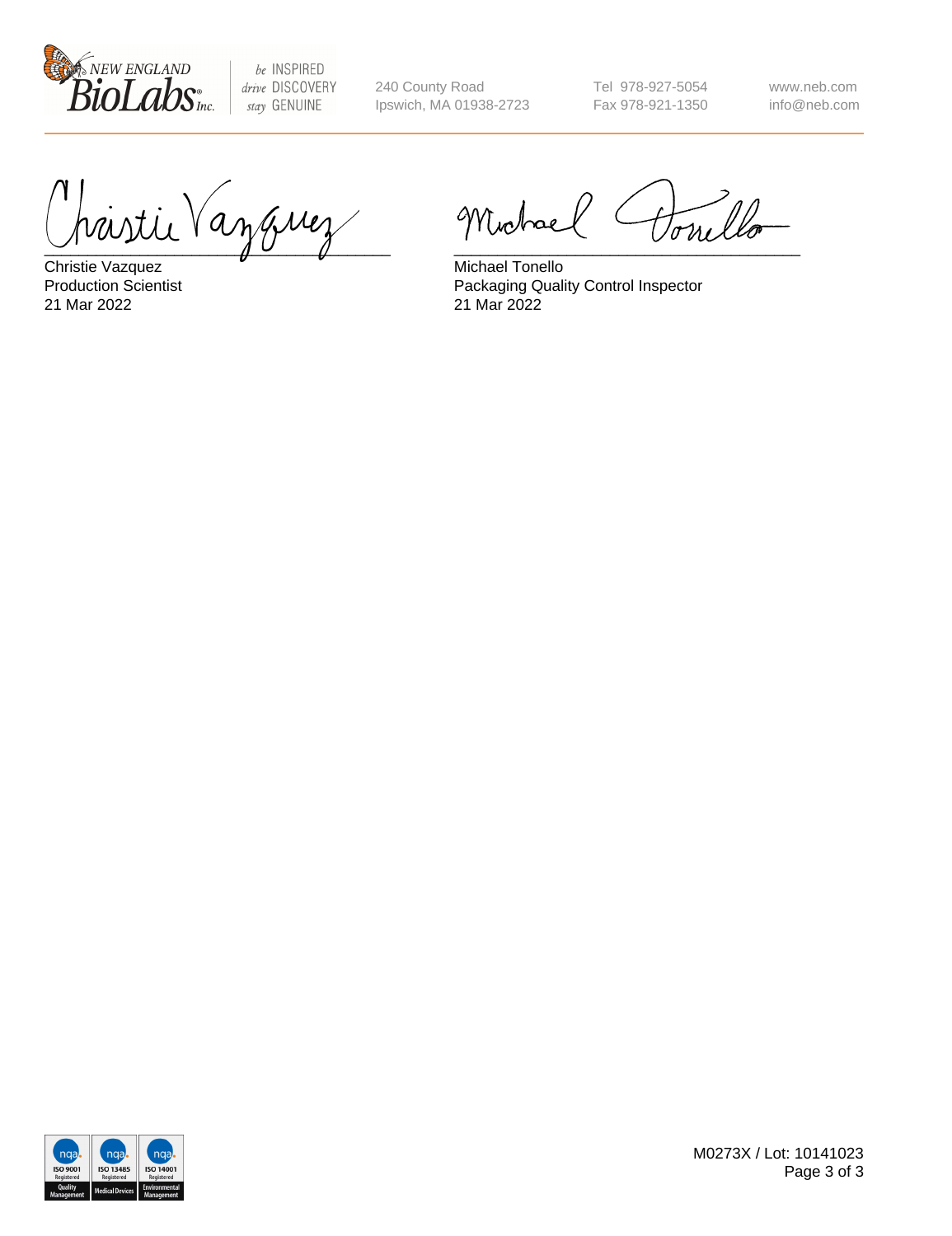Christie Vazquez
Production Scientist
21 Mar 2022

Michael Tonello
Packaging Quality Control Inspector
21 Mar 2022